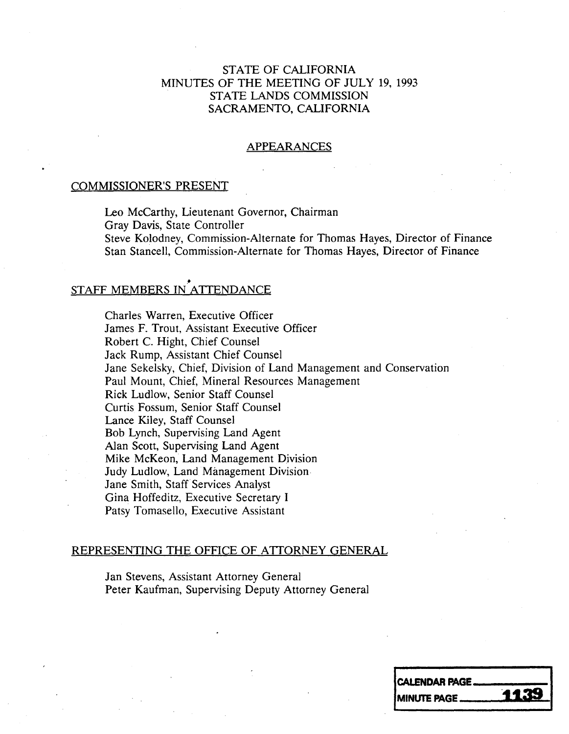# STATE OF CALIFORNIA
# MINUTES OF THE MEETING OF JULY 19, 1993
# STATE LANDS COMMISSION
# SACRAMENTO, CALIFORNIA

## APPEARANCES

### COMMISSIONER'S PRESENT

Leo McCarthy, Lieutenant Governor, Chairman
Gray Davis, State Controller
Steve Kolodney, Commission-Alternate for Thomas Hayes, Director of Finance
Stan Stancell, Commission-Alternate for Thomas Hayes, Director of Finance

### STAFF MEMBERS IN ATTENDANCE

Charles Warren, Executive Officer
James F. Trout, Assistant Executive Officer
Robert C. Hight, Chief Counsel
Jack Rump, Assistant Chief Counsel
Jane Sekelsky, Chief, Division of Land Management and Conservation
Paul Mount, Chief, Mineral Resources Management
Rick Ludlow, Senior Staff Counsel
Curtis Fossum, Senior Staff Counsel
Lance Kiley, Staff Counsel
Bob Lynch, Supervising Land Agent
Alan Scott, Supervising Land Agent
Mike McKeon, Land Management Division
Judy Ludlow, Land Management Division
Jane Smith, Staff Services Analyst
Gina Hoffeditz, Executive Secretary I
Patsy Tomasello, Executive Assistant

### REPRESENTING THE OFFICE OF ATTORNEY GENERAL

Jan Stevens, Assistant Attorney General
Peter Kaufman, Supervising Deputy Attorney General

| CALENDAR PAGE | |
|---|---|
| MINUTE PAGE | 1139 |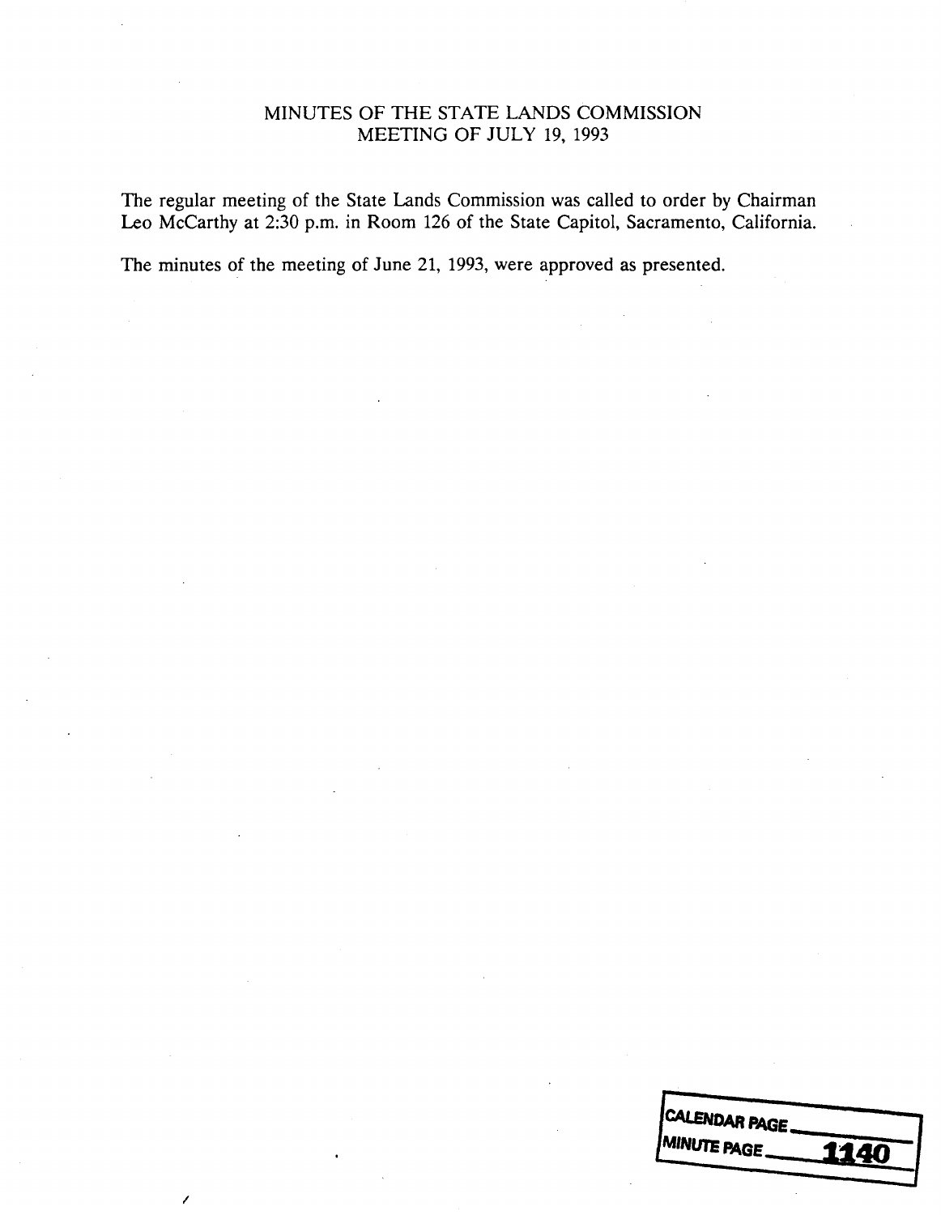# MINUTES OF THE STATE LANDS COMMISSION
## MEETING OF JULY 19, 1993

The regular meeting of the State Lands Commission was called to order by Chairman Leo McCarthy at 2:30 p.m. in Room 126 of the State Capitol, Sacramento, California.

The minutes of the meeting of June 21, 1993, were approved as presented.

CALENDAR PAGE ______
MINUTE PAGE ______ 1140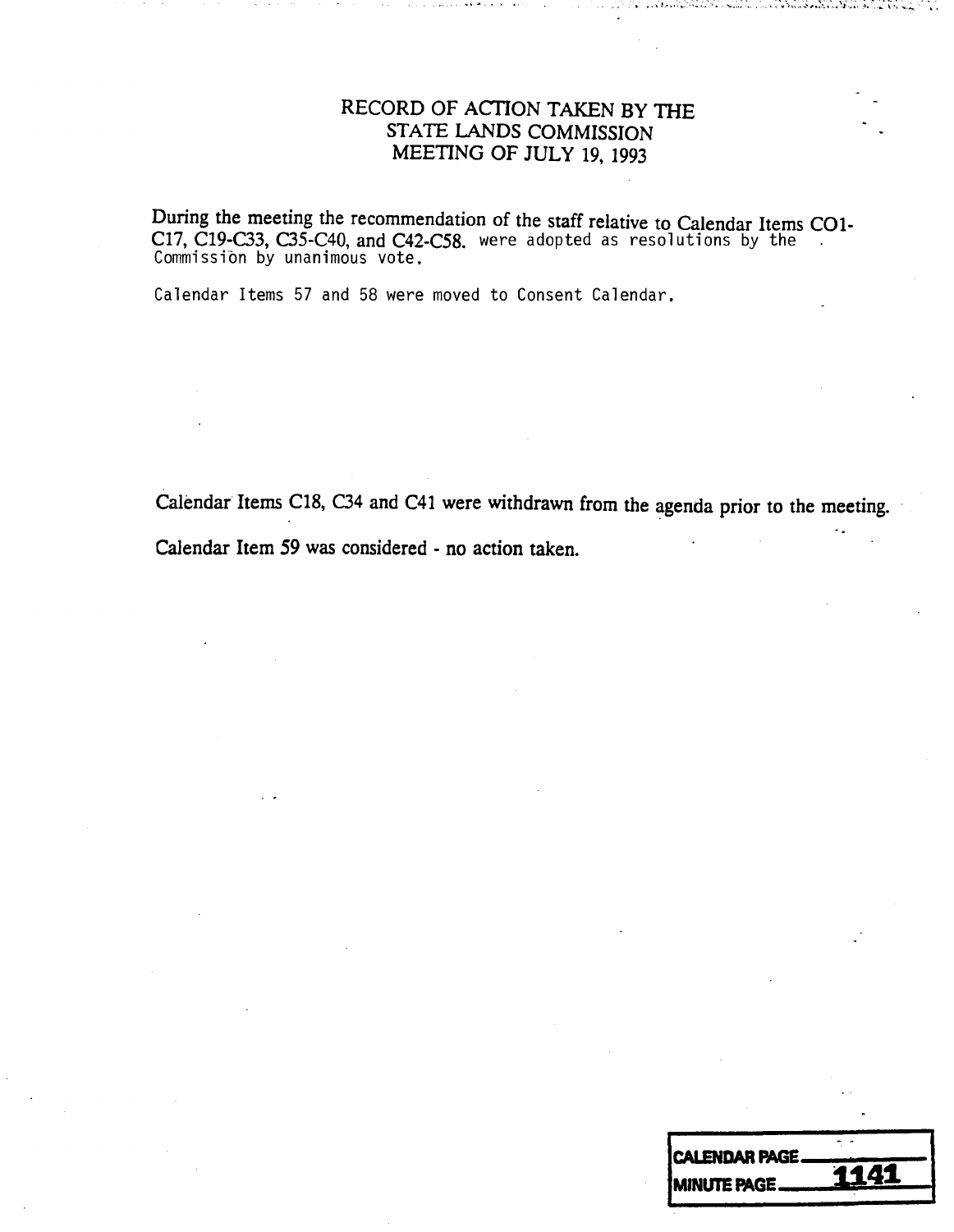# RECORD OF ACTION TAKEN BY THE STATE LANDS COMMISSION MEETING OF JULY 19, 1993

During the meeting the recommendation of the staff relative to Calendar Items CO1-C17, C19-C33, C35-C40, and C42-C58. were adopted as resolutions by the Commission by unanimous vote.

Calendar Items 57 and 58 were moved to Consent Calendar.

Calendar Items C18, C34 and C41 were withdrawn from the agenda prior to the meeting.

Calendar Item 59 was considered - no action taken.

CALENDAR PAGE \_\_\_\_\_\_\_\_
MINUTE PAGE 1141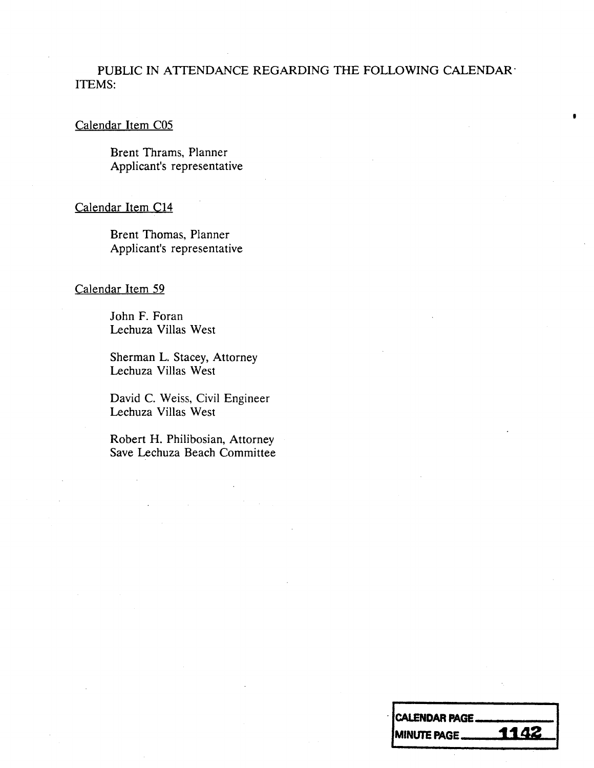PUBLIC IN ATTENDANCE REGARDING THE FOLLOWING CALENDAR ITEMS:

Calendar Item C05

Brent Thrams, Planner
Applicant's representative

Calendar Item C14

Brent Thomas, Planner
Applicant's representative

Calendar Item 59

John F. Foran
Lechuza Villas West

Sherman L. Stacey, Attorney
Lechuza Villas West

David C. Weiss, Civil Engineer
Lechuza Villas West

Robert H. Philibosian, Attorney
Save Lechuza Beach Committee

CALENDAR PAGE ______
MINUTE PAGE 1142